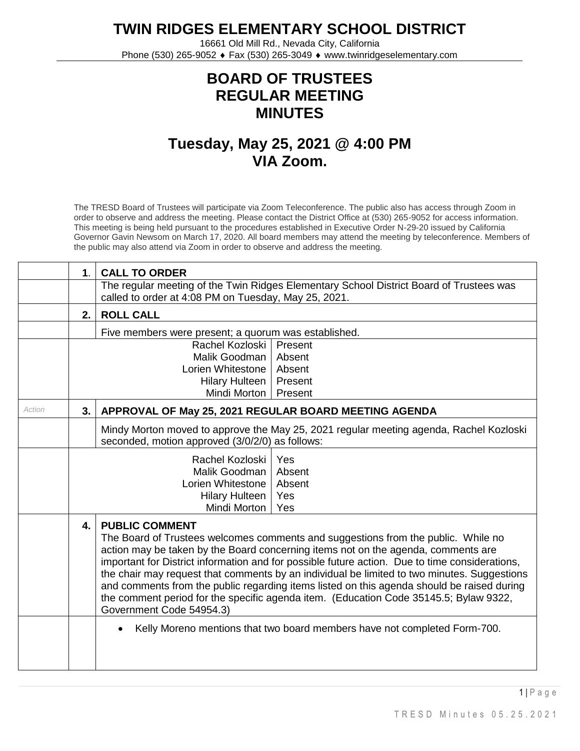# TWIN RIDGES ELEMENTARY SCHOOL DISTRICT

16661 Old Mill Rd., Nevada City, California
Phone (530) 265-9052 ♦ Fax (530) 265-3049 ♦ www.twinridgeselementary.com

## BOARD OF TRUSTEES
## REGULAR MEETING
## MINUTES

## Tuesday, May 25, 2021 @ 4:00 PM
## VIA Zoom.

The TRESD Board of Trustees will participate via Zoom Teleconference. The public also has access through Zoom in order to observe and address the meeting. Please contact the District Office at (530) 265-9052 for access information. This meeting is being held pursuant to the procedures established in Executive Order N-29-20 issued by California Governor Gavin Newsom on March 17, 2020. All board members may attend the meeting by teleconference. Members of the public may also attend via Zoom in order to observe and address the meeting.

| | | |
|---|---|---|
| | 1. | **CALL TO ORDER** |
| | | The regular meeting of the Twin Ridges Elementary School District Board of Trustees was called to order at 4:08 PM on Tuesday, May 25, 2021. |
| | 2. | **ROLL CALL** |
| | | Five members were present; a quorum was established. |

| Member | Status |
|---|---|
| Rachel Kozloski | Present |
| Malik Goodman | Absent |
| Lorien Whitestone | Absent |
| Hilary Hulteen | Present |
| Mindi Morton | Present |

| | | |
|---|---|---|
| *Action* | 3. | **APPROVAL OF May 25, 2021 REGULAR BOARD MEETING AGENDA** |
| | | Mindy Morton moved to approve the May 25, 2021 regular meeting agenda, Rachel Kozloski seconded, motion approved (3/0/2/0) as follows: |

| Member | Vote |
|---|---|
| Rachel Kozloski | Yes |
| Malik Goodman | Absent |
| Lorien Whitestone | Absent |
| Hilary Hulteen | Yes |
| Mindi Morton | Yes |

| | | |
|---|---|---|
| | 4. | **PUBLIC COMMENT** The Board of Trustees welcomes comments and suggestions from the public. While no action may be taken by the Board concerning items not on the agenda, comments are important for District information and for possible future action. Due to time considerations, the chair may request that comments by an individual be limited to two minutes. Suggestions and comments from the public regarding items listed on this agenda should be raised during the comment period for the specific agenda item. (Education Code 35145.5; Bylaw 9322, Government Code 54954.3) |
| | | • Kelly Moreno mentions that two board members have not completed Form-700. |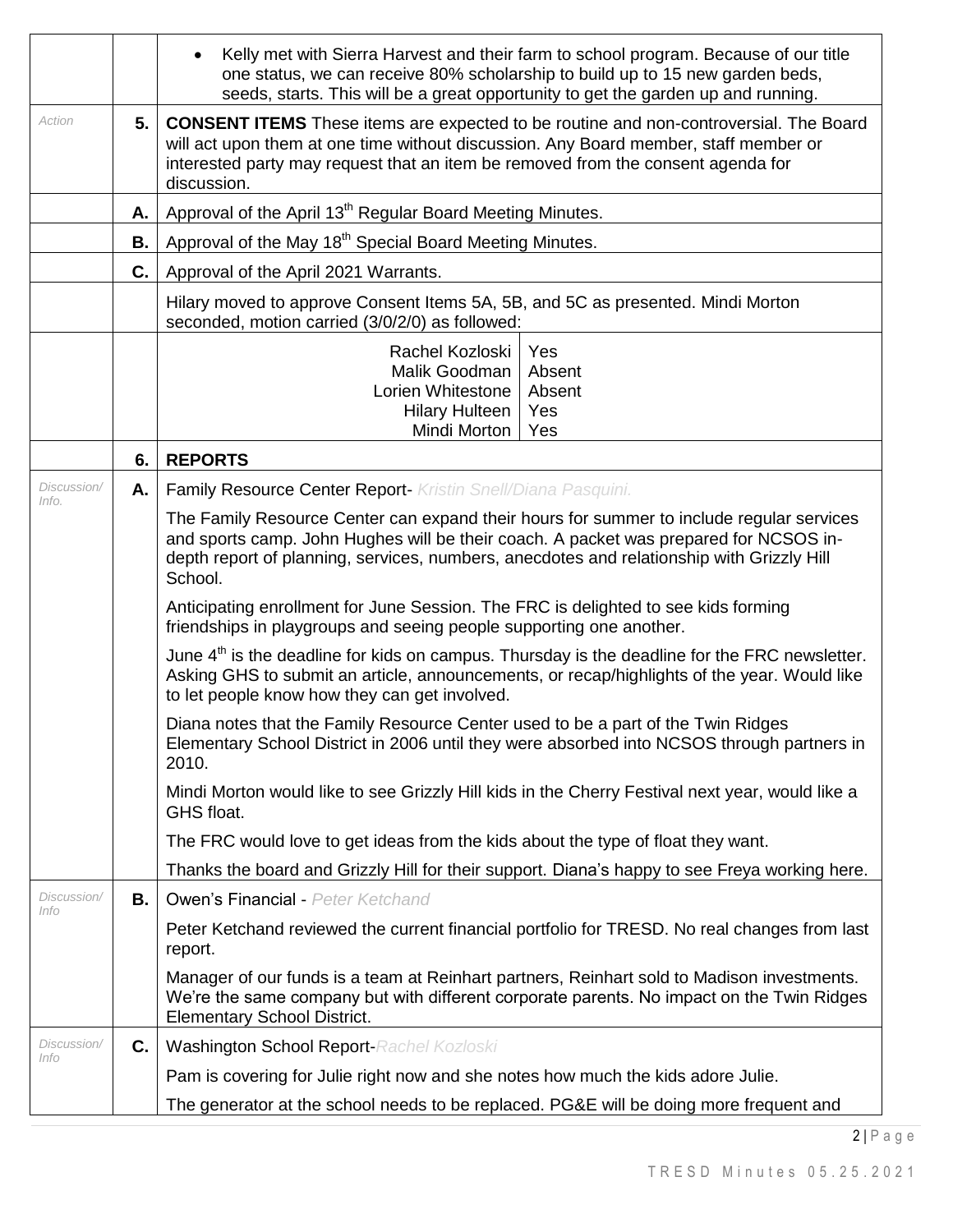| | | |
|---|---|---|
| | | • Kelly met with Sierra Harvest and their farm to school program. Because of our title one status, we can receive 80% scholarship to build up to 15 new garden beds, seeds, starts. This will be a great opportunity to get the garden up and running. |
| *Action* | **5.** | **CONSENT ITEMS** These items are expected to be routine and non-controversial. The Board will act upon them at one time without discussion. Any Board member, staff member or interested party may request that an item be removed from the consent agenda for discussion. |
| | **A.** | Approval of the April 13th Regular Board Meeting Minutes. |
| | **B.** | Approval of the May 18th Special Board Meeting Minutes. |
| | **C.** | Approval of the April 2021 Warrants. |
| | | Hilary moved to approve Consent Items 5A, 5B, and 5C as presented. Mindi Morton seconded, motion carried (3/0/2/0) as followed: |
| | | Rachel Kozloski – Yes<br>Malik Goodman – Absent<br>Lorien Whitestone – Absent<br>Hilary Hulteen – Yes<br>Mindi Morton – Yes |
| | **6.** | **REPORTS** |
| *Discussion/ Info.* | **A.** | Family Resource Center Report- *Kristin Snell/Diana Pasquini.* |
| | | The Family Resource Center can expand their hours for summer to include regular services and sports camp. John Hughes will be their coach. A packet was prepared for NCSOS in-depth report of planning, services, numbers, anecdotes and relationship with Grizzly Hill School. |
| | | Anticipating enrollment for June Session. The FRC is delighted to see kids forming friendships in playgroups and seeing people supporting one another. |
| | | June 4th is the deadline for kids on campus. Thursday is the deadline for the FRC newsletter. Asking GHS to submit an article, announcements, or recap/highlights of the year. Would like to let people know how they can get involved. |
| | | Diana notes that the Family Resource Center used to be a part of the Twin Ridges Elementary School District in 2006 until they were absorbed into NCSOS through partners in 2010. |
| | | Mindi Morton would like to see Grizzly Hill kids in the Cherry Festival next year, would like a GHS float. |
| | | The FRC would love to get ideas from the kids about the type of float they want. |
| | | Thanks the board and Grizzly Hill for their support. Diana's happy to see Freya working here. |
| *Discussion/ Info* | **B.** | Owen's Financial - *Peter Ketchand* |
| | | Peter Ketchand reviewed the current financial portfolio for TRESD. No real changes from last report. |
| | | Manager of our funds is a team at Reinhart partners, Reinhart sold to Madison investments. We're the same company but with different corporate parents. No impact on the Twin Ridges Elementary School District. |
| *Discussion/ Info* | **C.** | Washington School Report-*Rachel Kozloski* |
| | | Pam is covering for Julie right now and she notes how much the kids adore Julie. |
| | | The generator at the school needs to be replaced. PG&E will be doing more frequent and |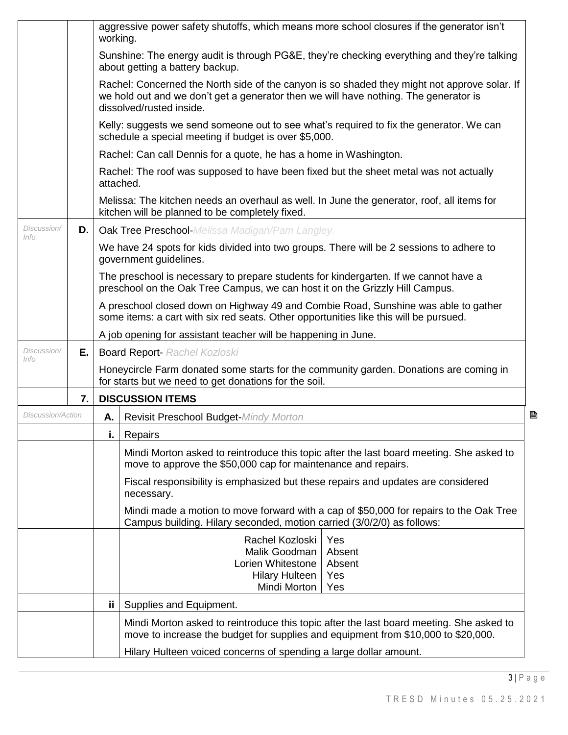aggressive power safety shutoffs, which means more school closures if the generator isn't working.

Sunshine: The energy audit is through PG&E, they're checking everything and they're talking about getting a battery backup.

Rachel: Concerned the North side of the canyon is so shaded they might not approve solar. If we hold out and we don't get a generator then we will have nothing. The generator is dissolved/rusted inside.

Kelly: suggests we send someone out to see what's required to fix the generator. We can schedule a special meeting if budget is over $5,000.

Rachel: Can call Dennis for a quote, he has a home in Washington.

Rachel: The roof was supposed to have been fixed but the sheet metal was not actually attached.

Melissa: The kitchen needs an overhaul as well. In June the generator, roof, all items for kitchen will be planned to be completely fixed.

*Discussion/ Info* **D.** Oak Tree Preschool-*Melissa Madigan/Pam Langley.*

We have 24 spots for kids divided into two groups. There will be 2 sessions to adhere to government guidelines.

The preschool is necessary to prepare students for kindergarten. If we cannot have a preschool on the Oak Tree Campus, we can host it on the Grizzly Hill Campus.

A preschool closed down on Highway 49 and Combie Road, Sunshine was able to gather some items: a cart with six red seats. Other opportunities like this will be pursued.

A job opening for assistant teacher will be happening in June.

*Discussion/ Info* **E.** Board Report- *Rachel Kozloski*

Honeycircle Farm donated some starts for the community garden. Donations are coming in for starts but we need to get donations for the soil.

## 7. DISCUSSION ITEMS

*Discussion/Action* **A.** Revisit Preschool Budget-*Mindy Morton*

**i.** Repairs

Mindi Morton asked to reintroduce this topic after the last board meeting. She asked to move to approve the $50,000 cap for maintenance and repairs.

Fiscal responsibility is emphasized but these repairs and updates are considered necessary.

Mindi made a motion to move forward with a cap of $50,000 for repairs to the Oak Tree Campus building. Hilary seconded, motion carried (3/0/2/0) as follows:

| | |
|---|---|
| Rachel Kozloski | Yes |
| Malik Goodman | Absent |
| Lorien Whitestone | Absent |
| Hilary Hulteen | Yes |
| Mindi Morton | Yes |

**ii** Supplies and Equipment.

Mindi Morton asked to reintroduce this topic after the last board meeting. She asked to move to increase the budget for supplies and equipment from $10,000 to $20,000.

Hilary Hulteen voiced concerns of spending a large dollar amount.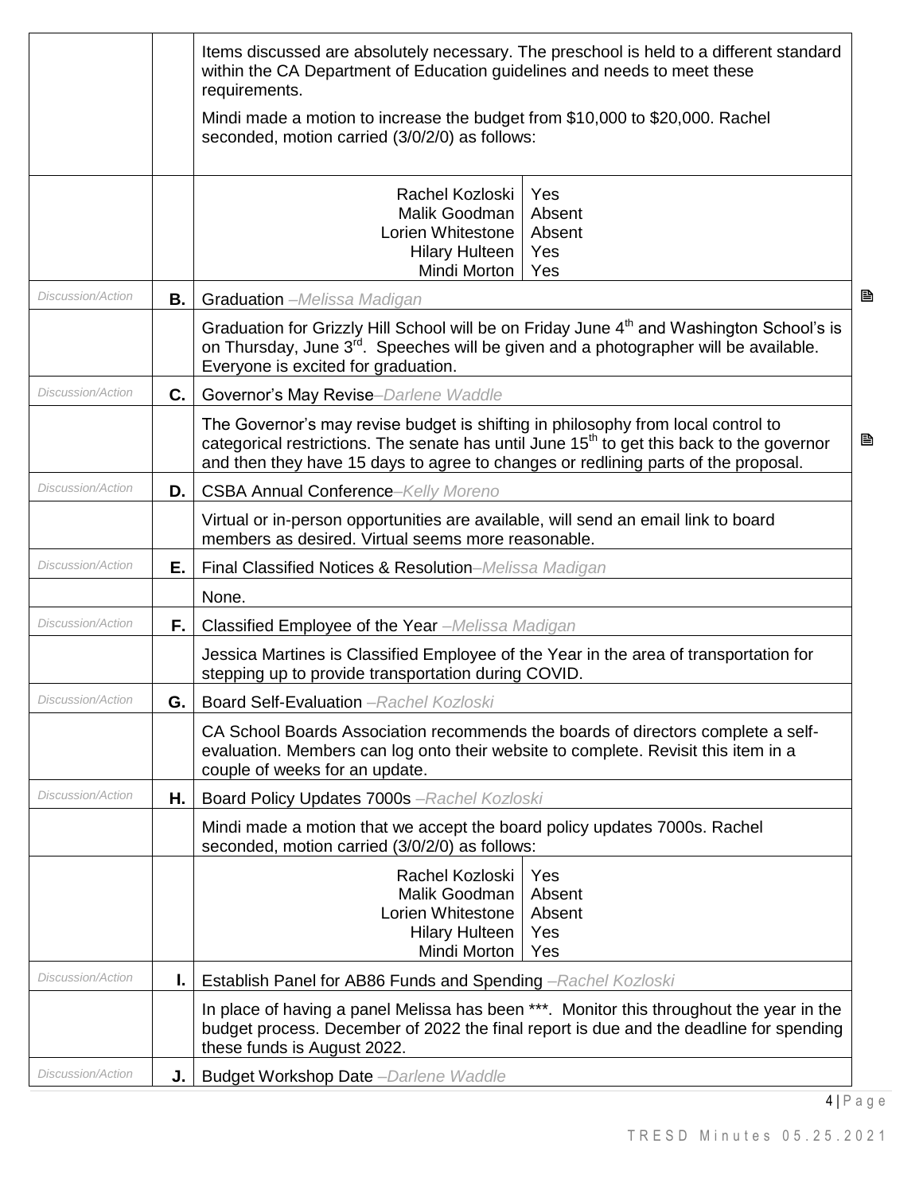| | | |
|---|---|---|
| | | Items discussed are absolutely necessary. The preschool is held to a different standard within the CA Department of Education guidelines and needs to meet these requirements.<br><br>Mindi made a motion to increase the budget from $10,000 to $20,000. Rachel seconded, motion carried (3/0/2/0) as follows: |
| | | Rachel Kozloski: Yes<br>Malik Goodman: Absent<br>Lorien Whitestone: Absent<br>Hilary Hulteen: Yes<br>Mindi Morton: Yes |
| *Discussion/Action* | **B.** | Graduation *–Melissa Madigan* |
| | | Graduation for Grizzly Hill School will be on Friday June 4th and Washington School's is on Thursday, June 3rd. Speeches will be given and a photographer will be available. Everyone is excited for graduation. |
| *Discussion/Action* | **C.** | Governor's May Revise *–Darlene Waddle* |
| | | The Governor's may revise budget is shifting in philosophy from local control to categorical restrictions. The senate has until June 15th to get this back to the governor and then they have 15 days to agree to changes or redlining parts of the proposal. |
| *Discussion/Action* | **D.** | CSBA Annual Conference *–Kelly Moreno* |
| | | Virtual or in-person opportunities are available, will send an email link to board members as desired. Virtual seems more reasonable. |
| *Discussion/Action* | **E.** | Final Classified Notices & Resolution *–Melissa Madigan* |
| | | None. |
| *Discussion/Action* | **F.** | Classified Employee of the Year *–Melissa Madigan* |
| | | Jessica Martines is Classified Employee of the Year in the area of transportation for stepping up to provide transportation during COVID. |
| *Discussion/Action* | **G.** | Board Self-Evaluation *–Rachel Kozloski* |
| | | CA School Boards Association recommends the boards of directors complete a self-evaluation. Members can log onto their website to complete. Revisit this item in a couple of weeks for an update. |
| *Discussion/Action* | **H.** | Board Policy Updates 7000s *–Rachel Kozloski* |
| | | Mindi made a motion that we accept the board policy updates 7000s. Rachel seconded, motion carried (3/0/2/0) as follows: |
| | | Rachel Kozloski: Yes<br>Malik Goodman: Absent<br>Lorien Whitestone: Absent<br>Hilary Hulteen: Yes<br>Mindi Morton: Yes |
| *Discussion/Action* | **I.** | Establish Panel for AB86 Funds and Spending *–Rachel Kozloski* |
| | | In place of having a panel Melissa has been ***. Monitor this throughout the year in the budget process. December of 2022 the final report is due and the deadline for spending these funds is August 2022. |
| *Discussion/Action* | **J.** | Budget Workshop Date *–Darlene Waddle* |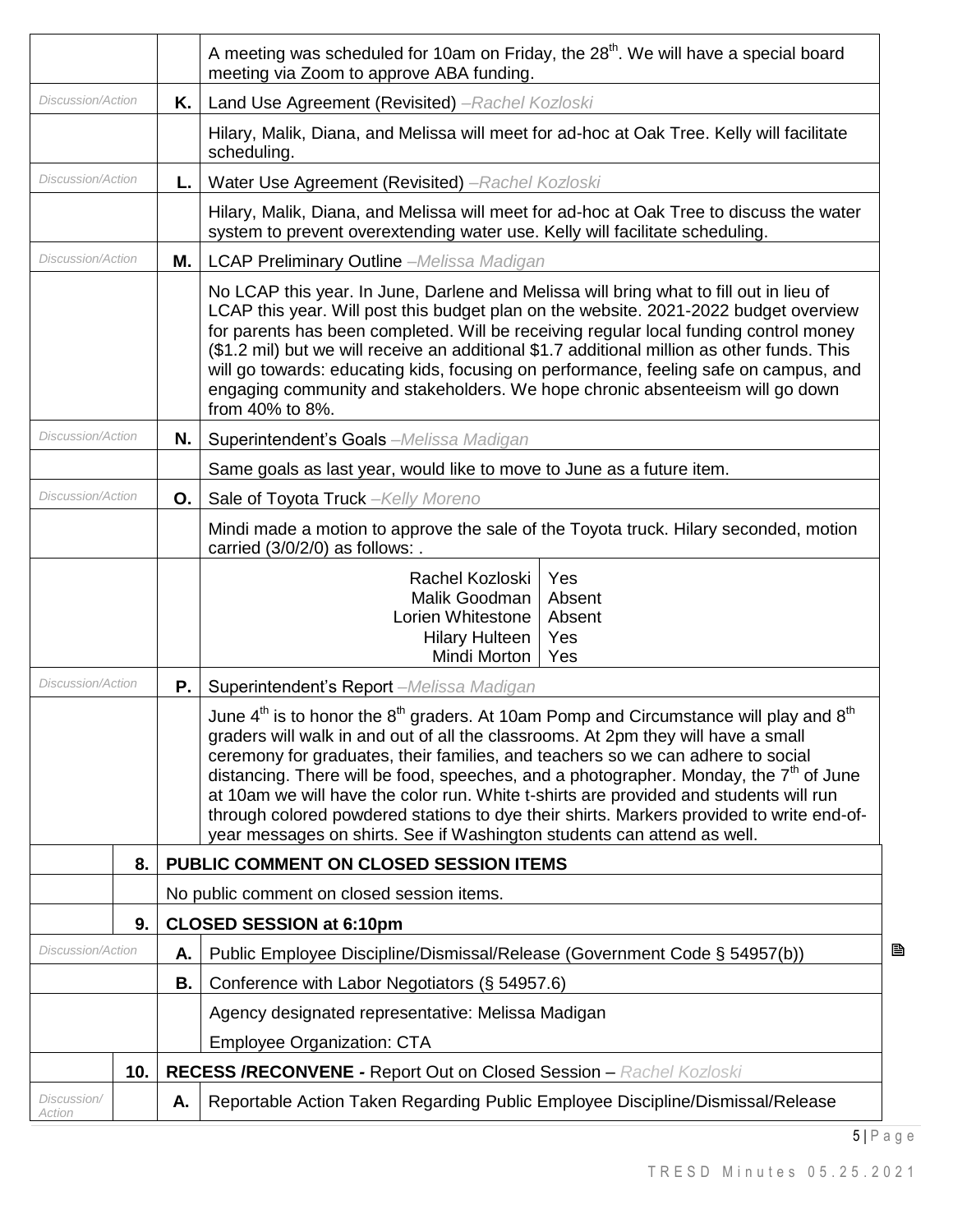| | | | |
|---|---|---|---|
| | | | A meeting was scheduled for 10am on Friday, the 28th. We will have a special board meeting via Zoom to approve ABA funding. |
| *Discussion/Action* | | **K.** | Land Use Agreement (Revisited) *–Rachel Kozloski* |
| | | | Hilary, Malik, Diana, and Melissa will meet for ad-hoc at Oak Tree. Kelly will facilitate scheduling. |
| *Discussion/Action* | | **L.** | Water Use Agreement (Revisited) *–Rachel Kozloski* |
| | | | Hilary, Malik, Diana, and Melissa will meet for ad-hoc at Oak Tree to discuss the water system to prevent overextending water use. Kelly will facilitate scheduling. |
| *Discussion/Action* | | **M.** | LCAP Preliminary Outline *–Melissa Madigan* |
| | | | No LCAP this year. In June, Darlene and Melissa will bring what to fill out in lieu of LCAP this year. Will post this budget plan on the website. 2021-2022 budget overview for parents has been completed. Will be receiving regular local funding control money ($1.2 mil) but we will receive an additional $1.7 additional million as other funds. This will go towards: educating kids, focusing on performance, feeling safe on campus, and engaging community and stakeholders. We hope chronic absenteeism will go down from 40% to 8%. |
| *Discussion/Action* | | **N.** | Superintendent's Goals *–Melissa Madigan* |
| | | | Same goals as last year, would like to move to June as a future item. |
| *Discussion/Action* | | **O.** | Sale of Toyota Truck *–Kelly Moreno* |
| | | | Mindi made a motion to approve the sale of the Toyota truck. Hilary seconded, motion carried (3/0/2/0) as follows: . |
| | | | Rachel Kozloski: Yes<br>Malik Goodman: Absent<br>Lorien Whitestone: Absent<br>Hilary Hulteen: Yes<br>Mindi Morton: Yes |
| *Discussion/Action* | | **P.** | Superintendent's Report *–Melissa Madigan* |
| | | | June 4th is to honor the 8th graders. At 10am Pomp and Circumstance will play and 8th graders will walk in and out of all the classrooms. At 2pm they will have a small ceremony for graduates, their families, and teachers so we can adhere to social distancing. There will be food, speeches, and a photographer. Monday, the 7th of June at 10am we will have the color run. White t-shirts are provided and students will run through colored powdered stations to dye their shirts. Markers provided to write end-of-year messages on shirts. See if Washington students can attend as well. |
| | **8.** | | **PUBLIC COMMENT ON CLOSED SESSION ITEMS** |
| | | | No public comment on closed session items. |
| | **9.** | | **CLOSED SESSION at 6:10pm** |
| *Discussion/Action* | | **A.** | Public Employee Discipline/Dismissal/Release (Government Code § 54957(b)) |
| | | **B.** | Conference with Labor Negotiators (§ 54957.6) |
| | | | Agency designated representative: Melissa Madigan |
| | | | Employee Organization: CTA |
| | **10.** | | **RECESS /RECONVENE -** Report Out on Closed Session – *Rachel Kozloski* |
| *Discussion/ Action* | | **A.** | Reportable Action Taken Regarding Public Employee Discipline/Dismissal/Release |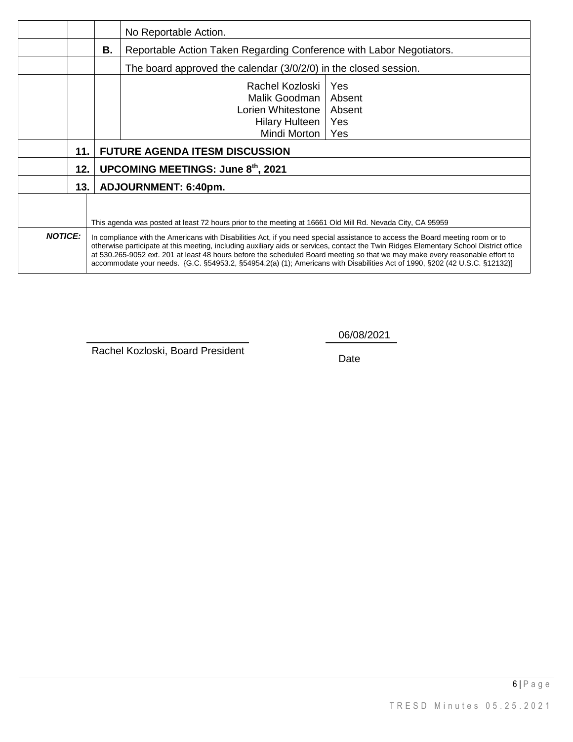| | | | | |
|---|---|---|---|---|
| | | | No Reportable Action. | |
| | | **B.** | Reportable Action Taken Regarding Conference with Labor Negotiators. | |
| | | | The board approved the calendar (3/0/2/0) in the closed session. | |
| | | | Rachel Kozloski | Yes |
| | | | Malik Goodman | Absent |
| | | | Lorien Whitestone | Absent |
| | | | Hilary Hulteen | Yes |
| | | | Mindi Morton | Yes |
| | **11.** | **FUTURE AGENDA ITESM DISCUSSION** | | |
| | **12.** | **UPCOMING MEETINGS: June 8th, 2021** | | |
| | **13.** | **ADJOURNMENT: 6:40pm.** | | |
| | | This agenda was posted at least 72 hours prior to the meeting at 16661 Old Mill Rd. Nevada City, CA 95959 | | |
| ***NOTICE:*** | | In compliance with the Americans with Disabilities Act, if you need special assistance to access the Board meeting room or to otherwise participate at this meeting, including auxiliary aids or services, contact the Twin Ridges Elementary School District office at 530.265-9052 ext. 201 at least 48 hours before the scheduled Board meeting so that we may make every reasonable effort to accommodate your needs. {G.C. §54953.2, §54954.2(a) (1); Americans with Disabilities Act of 1990, §202 (42 U.S.C. §12132)] | | |

Rachel Kozloski, Board President

06/08/2021

Date